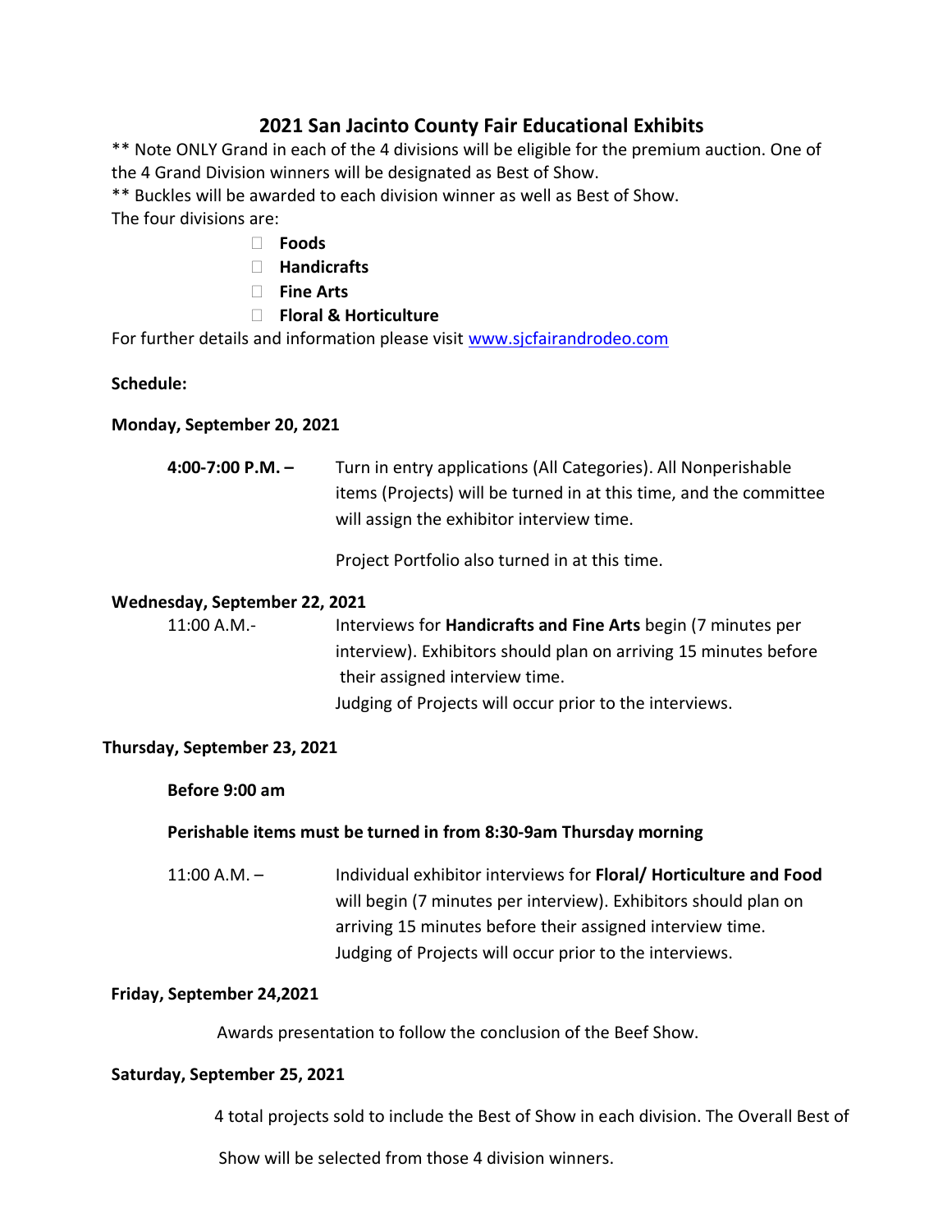# 2021 San Jacinto County Fair Educational Exhibits

** Note ONLY Grand in each of the 4 divisions will be eligible for the premium auction. One of the 4 Grand Division winners will be designated as Best of Show.

** Buckles will be awarded to each division winner as well as Best of Show.

The four divisions are:

- **Foods**
- **Handicrafts**
- **Fine Arts**
- **Floral & Horticulture**

For further details and information please visit [www.sjcfairandrodeo.com](http://www.sjcfairandrodeo.com)

**Schedule:**

**Monday, September 20, 2021**

**4:00-7:00 P.M. –** Turn in entry applications (All Categories). All Nonperishable items (Projects) will be turned in at this time, and the committee will assign the exhibitor interview time.

Project Portfolio also turned in at this time.

**Wednesday, September 22, 2021**

11:00 A.M.- Interviews for **Handicrafts and Fine Arts** begin (7 minutes per interview). Exhibitors should plan on arriving 15 minutes before their assigned interview time.
Judging of Projects will occur prior to the interviews.

**Thursday, September 23, 2021**

**Before 9:00 am**

**Perishable items must be turned in from 8:30-9am Thursday morning**

11:00 A.M. – Individual exhibitor interviews for **Floral/ Horticulture and Food** will begin (7 minutes per interview). Exhibitors should plan on arriving 15 minutes before their assigned interview time.
Judging of Projects will occur prior to the interviews.

**Friday, September 24,2021**

Awards presentation to follow the conclusion of the Beef Show.

**Saturday, September 25, 2021**

4 total projects sold to include the Best of Show in each division. The Overall Best of Show will be selected from those 4 division winners.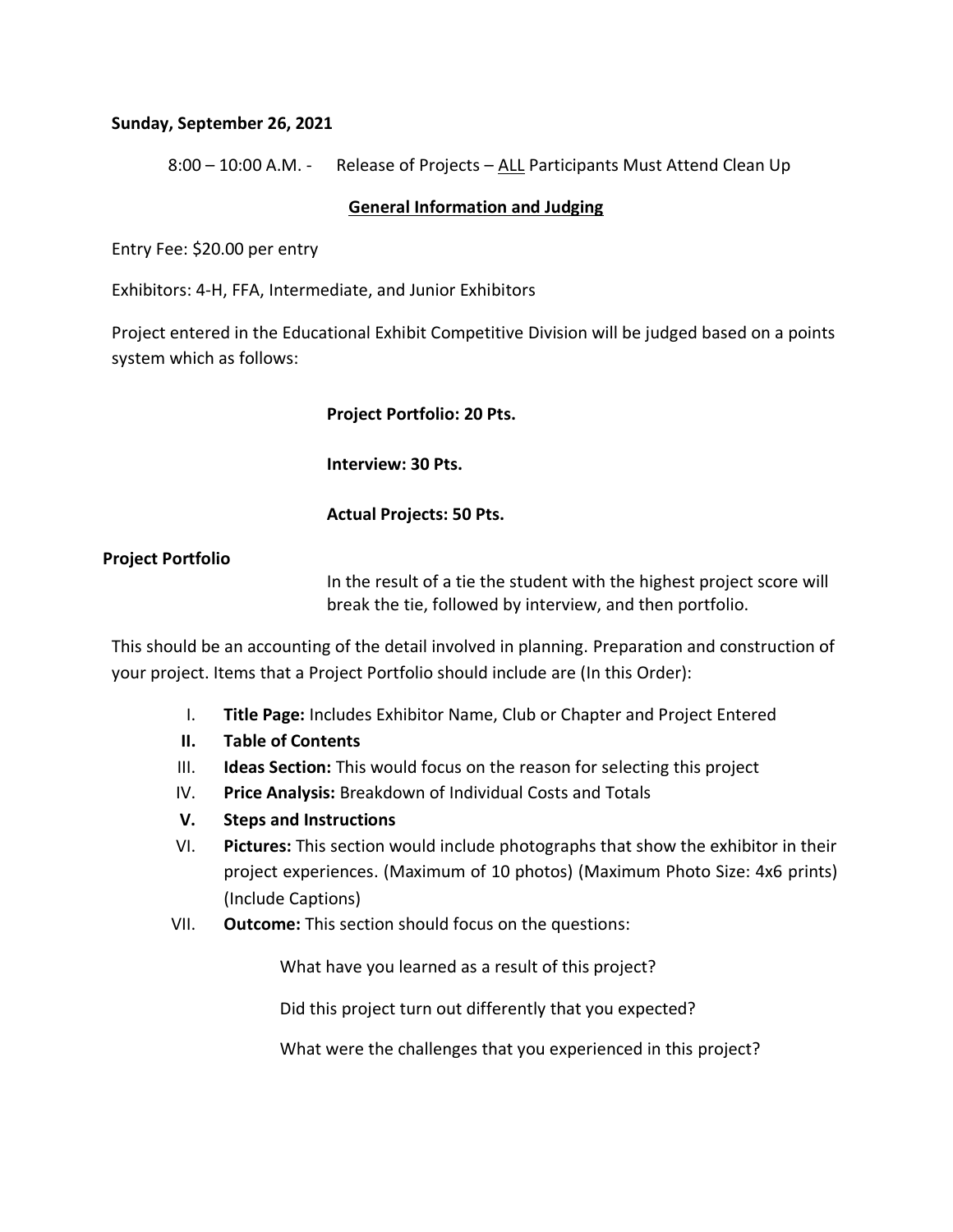**Sunday, September 26, 2021**

8:00 – 10:00 A.M. - Release of Projects – ALL Participants Must Attend Clean Up

## General Information and Judging

Entry Fee: $20.00 per entry

Exhibitors: 4-H, FFA, Intermediate, and Junior Exhibitors

Project entered in the Educational Exhibit Competitive Division will be judged based on a points system which as follows:

**Project Portfolio: 20 Pts.**

**Interview: 30 Pts.**

**Actual Projects: 50 Pts.**

In the result of a tie the student with the highest project score will break the tie, followed by interview, and then portfolio.

**Project Portfolio**

This should be an accounting of the detail involved in planning. Preparation and construction of your project. Items that a Project Portfolio should include are (In this Order):

I. **Title Page:** Includes Exhibitor Name, Club or Chapter and Project Entered

II. **Table of Contents**

III. **Ideas Section:** This would focus on the reason for selecting this project

IV. **Price Analysis:** Breakdown of Individual Costs and Totals

V. **Steps and Instructions**

VI. **Pictures:** This section would include photographs that show the exhibitor in their project experiences. (Maximum of 10 photos) (Maximum Photo Size: 4x6 prints) (Include Captions)

VII. **Outcome:** This section should focus on the questions:

What have you learned as a result of this project?

Did this project turn out differently that you expected?

What were the challenges that you experienced in this project?